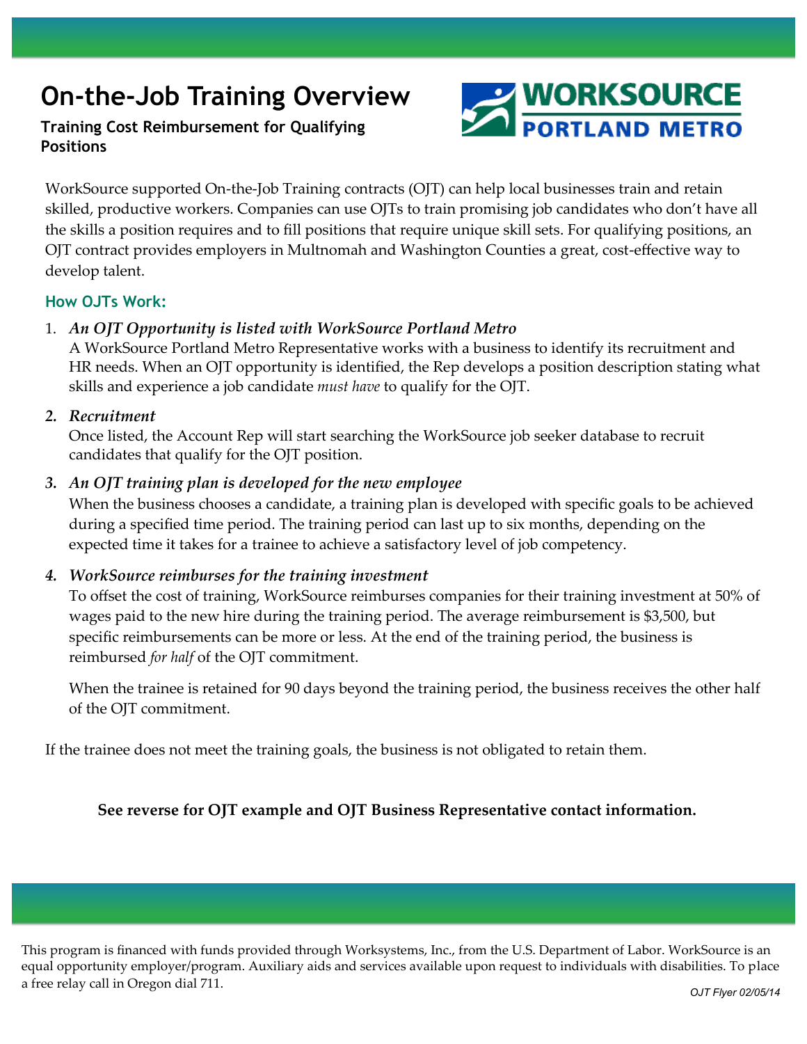# On-the-Job Training Overview

**Training Cost Reimbursement for Qualifying Positions**

WorkSource supported On-the-Job Training contracts (OJT) can help local businesses train and retain skilled, productive workers. Companies can use OJTs to train promising job candidates who don't have all the skills a position requires and to fill positions that require unique skill sets. For qualifying positions, an OJT contract provides employers in Multnomah and Washington Counties a great, cost-effective way to develop talent.

## How OJTs Work:

1. ***An OJT Opportunity is listed with WorkSource Portland Metro***
   A WorkSource Portland Metro Representative works with a business to identify its recruitment and HR needs. When an OJT opportunity is identified, the Rep develops a position description stating what skills and experience a job candidate *must have* to qualify for the OJT.

2. ***Recruitment***
   Once listed, the Account Rep will start searching the WorkSource job seeker database to recruit candidates that qualify for the OJT position.

3. ***An OJT training plan is developed for the new employee***
   When the business chooses a candidate, a training plan is developed with specific goals to be achieved during a specified time period. The training period can last up to six months, depending on the expected time it takes for a trainee to achieve a satisfactory level of job competency.

4. ***WorkSource reimburses for the training investment***
   To offset the cost of training, WorkSource reimburses companies for their training investment at 50% of wages paid to the new hire during the training period. The average reimbursement is $3,500, but specific reimbursements can be more or less. At the end of the training period, the business is reimbursed *for half* of the OJT commitment.

   When the trainee is retained for 90 days beyond the training period, the business receives the other half of the OJT commitment.

If the trainee does not meet the training goals, the business is not obligated to retain them.

**See reverse for OJT example and OJT Business Representative contact information.**

This program is financed with funds provided through Worksystems, Inc., from the U.S. Department of Labor. WorkSource is an equal opportunity employer/program. Auxiliary aids and services available upon request to individuals with disabilities. To place a free relay call in Oregon dial 711.

OJT Flyer 02/05/14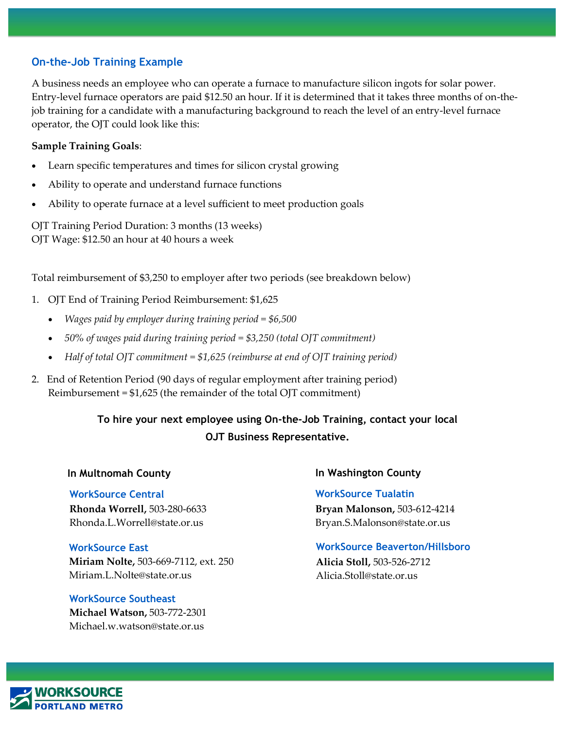## On-the-Job Training Example

A business needs an employee who can operate a furnace to manufacture silicon ingots for solar power. Entry-level furnace operators are paid $12.50 an hour. If it is determined that it takes three months of on-the-job training for a candidate with a manufacturing background to reach the level of an entry-level furnace operator, the OJT could look like this:

**Sample Training Goals**:

- Learn specific temperatures and times for silicon crystal growing
- Ability to operate and understand furnace functions
- Ability to operate furnace at a level sufficient to meet production goals

OJT Training Period Duration: 3 months (13 weeks)
OJT Wage: $12.50 an hour at 40 hours a week

Total reimbursement of $3,250 to employer after two periods (see breakdown below)

1. OJT End of Training Period Reimbursement: $1,625
   - *Wages paid by employer during training period = $6,500*
   - *50% of wages paid during training period = $3,250 (total OJT commitment)*
   - *Half of total OJT commitment = $1,625 (reimburse at end of OJT training period)*
2. End of Retention Period (90 days of regular employment after training period)
   Reimbursement = $1,625 (the remainder of the total OJT commitment)

**To hire your next employee using On-the-Job Training, contact your local OJT Business Representative.**

**In Multnomah County**

WorkSource Central
**Rhonda Worrell,** 503-280-6633
Rhonda.L.Worrell@state.or.us

WorkSource East
**Miriam Nolte,** 503-669-7112, ext. 250
Miriam.L.Nolte@state.or.us

WorkSource Southeast
**Michael Watson,** 503-772-2301
Michael.w.watson@state.or.us

**In Washington County**

WorkSource Tualatin
**Bryan Malonson,** 503-612-4214
Bryan.S.Malonson@state.or.us

WorkSource Beaverton/Hillsboro
**Alicia Stoll,** 503-526-2712
Alicia.Stoll@state.or.us

WORKSOURCE PORTLAND METRO